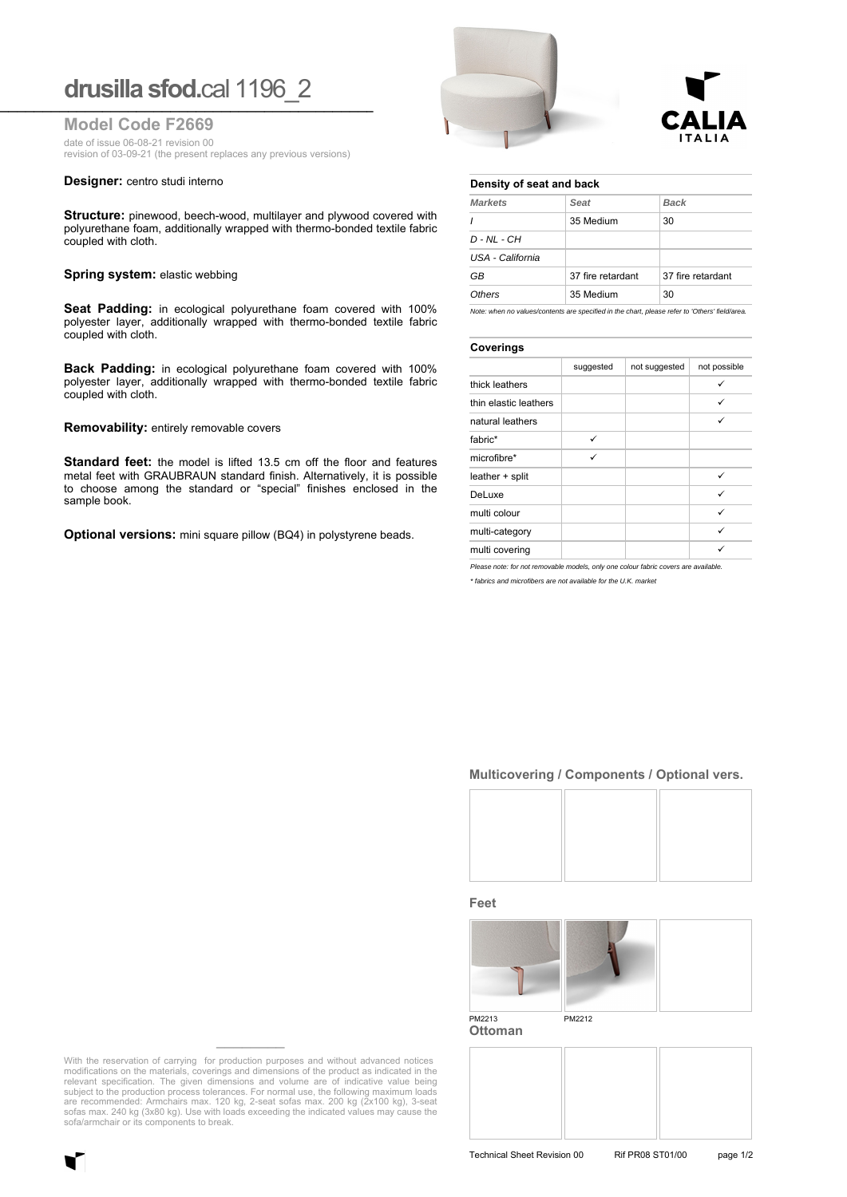# drusilla sfod.cal 1196_2

## Model Code F2669

date of issue 06-08-21 revision 00
revision of 03-09-21 (the present replaces any previous versions)

**Designer:** centro studi interno

**Structure:** pinewood, beech-wood, multilayer and plywood covered with polyurethane foam, additionally wrapped with thermo-bonded textile fabric coupled with cloth.

**Spring system:** elastic webbing

**Seat Padding:** in ecological polyurethane foam covered with 100% polyester layer, additionally wrapped with thermo-bonded textile fabric coupled with cloth.

**Back Padding:** in ecological polyurethane foam covered with 100% polyester layer, additionally wrapped with thermo-bonded textile fabric coupled with cloth.

**Removability:** entirely removable covers

**Standard feet:** the model is lifted 13.5 cm off the floor and features metal feet with GRAUBRAUN standard finish. Alternatively, it is possible to choose among the standard or "special" finishes enclosed in the sample book.

**Optional versions:** mini square pillow (BQ4) in polystyrene beads.

**Density of seat and back**

| *Markets* | *Seat* | *Back* |
|---|---|---|
| *I* | 35 Medium | 30 |
| *D - NL - CH* | | |
| *USA - California* | | |
| *GB* | 37 fire retardant | 37 fire retardant |
| *Others* | 35 Medium | 30 |

*Note: when no values/contents are specified in the chart, please refer to 'Others' field/area.*

**Coverings**

| | suggested | not suggested | not possible |
|---|---|---|---|
| thick leathers | | | ✓ |
| thin elastic leathers | | | ✓ |
| natural leathers | | | ✓ |
| fabric* | ✓ | | |
| microfibre* | ✓ | | |
| leather + split | | | ✓ |
| DeLuxe | | | ✓ |
| multi colour | | | ✓ |
| multi-category | | | ✓ |
| multi covering | | | ✓ |

*Please note: for not removable models, only one colour fabric covers are available.*

*\* fabrics and microfibers are not available for the U.K. market*

**Multicovering / Components / Optional vers.**

**Feet**

PM2213 PM2212

**Ottoman**

With the reservation of carrying for production purposes and without advanced notices modifications on the materials, coverings and dimensions of the product as indicated in the relevant specification. The given dimensions and volume are of indicative value being subject to the production process tolerances. For normal use, the following maximum loads are recommended: Armchairs max. 120 kg, 2-seat sofas max. 200 kg (2x100 kg), 3-seat sofas max. 240 kg (3x80 kg). Use with loads exceeding the indicated values may cause the sofa/armchair or its components to break.

Technical Sheet Revision 00 Rif PR08 ST01/00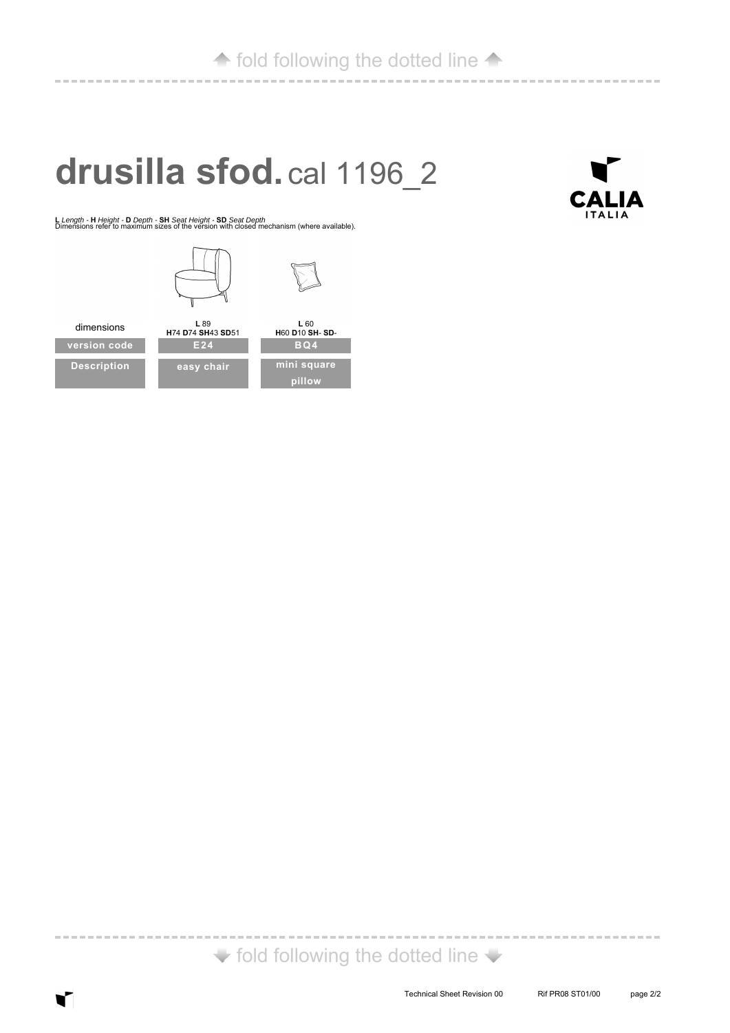↑ fold following the dotted line ↑

# drusilla sfod. cal 1196_2

**L** *Length* - **H** *Height* - **D** *Depth* - **SH** *Seat Height* - **SD** *Seat Depth*
Dimensions refer to maximum sizes of the version with closed mechanism (where available).

| | | |
|---|---|---|
| dimensions | **L** 89 **H**74 **D**74 **SH**43 **SD**51 | **L** 60 **H**60 **D**10 **SH**- **SD**- |
| version code | E24 | BQ4 |
| Description | easy chair | mini square pillow |

↓ fold following the dotted line ↓

Technical Sheet Revision 00 Rif PR08 ST01/00